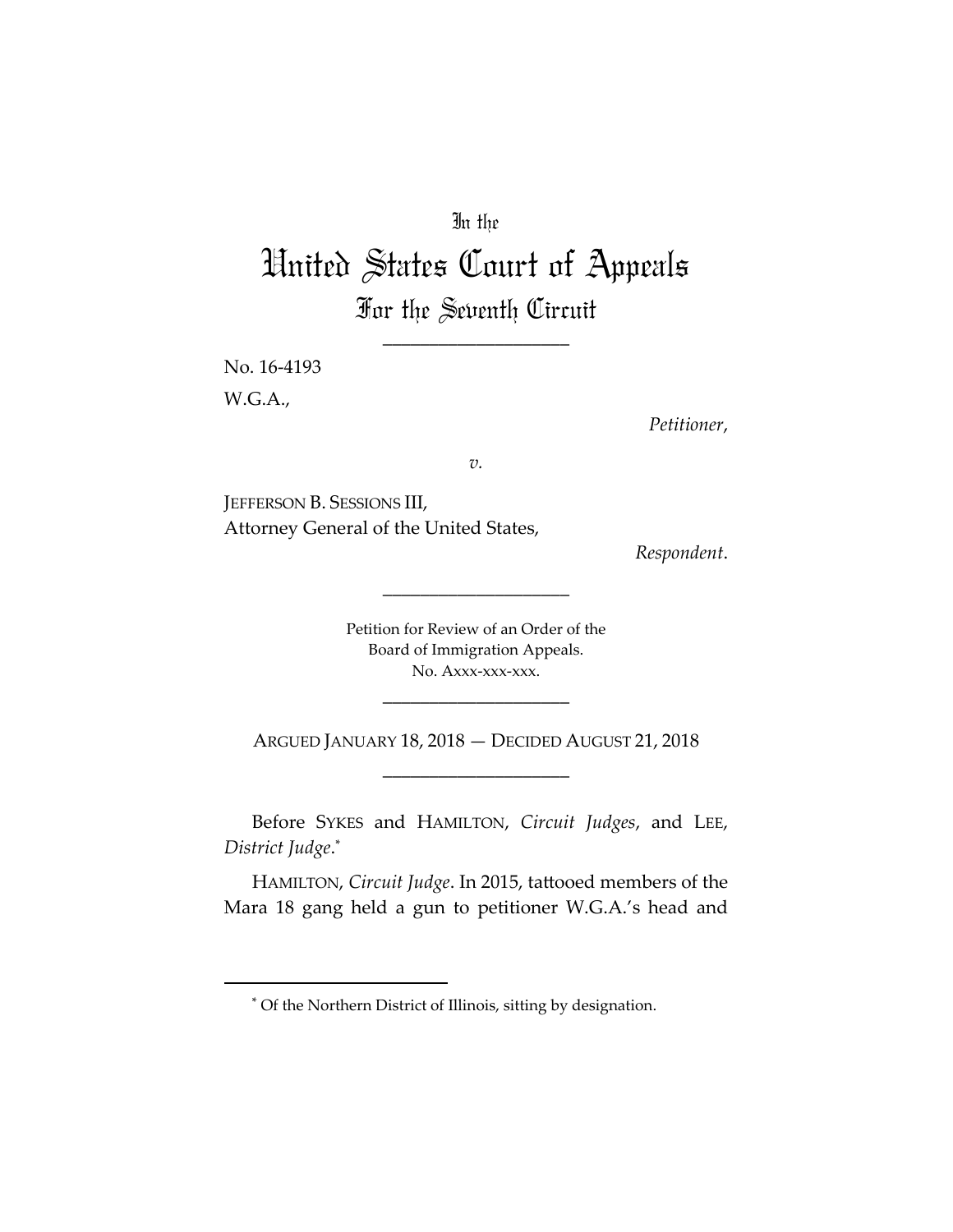In the

# United States Court of Appeals

## For the Seventh Circuit

____________________

No. 16-4193

W.G.A.,

*Petitioner*,

*v.*

JEFFERSON B. SESSIONS III,
Attorney General of the United States,

*Respondent*.

____________________

Petition for Review of an Order of the
Board of Immigration Appeals.
No. Axxx-xxx-xxx.

____________________

ARGUED JANUARY 18, 2018 — DECIDED AUGUST 21, 2018

____________________

Before SYKES and HAMILTON, *Circuit Judges*, and LEE, *District Judge*.*

HAMILTON, *Circuit Judge*. In 2015, tattooed members of the Mara 18 gang held a gun to petitioner W.G.A.'s head and

---

* Of the Northern District of Illinois, sitting by designation.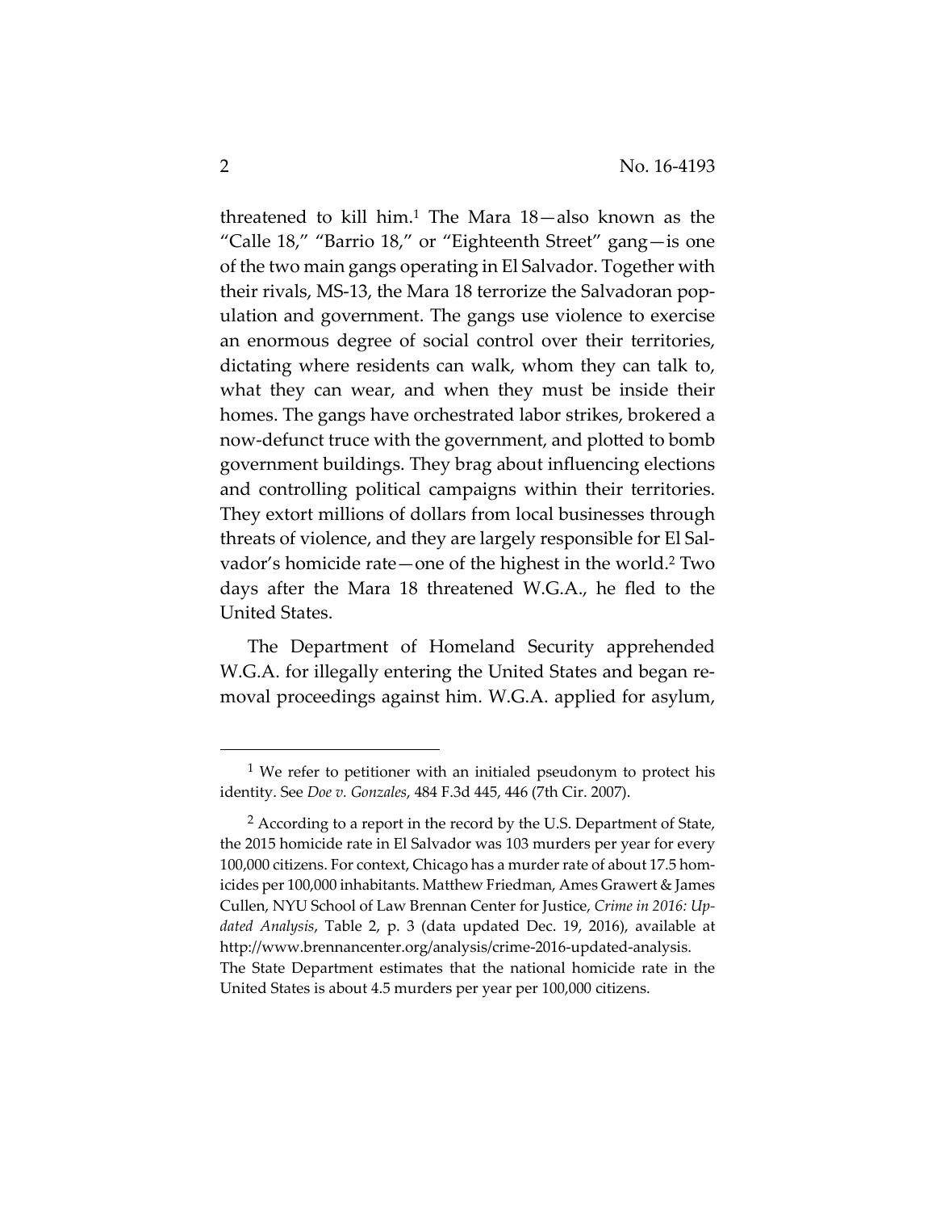threatened to kill him.[1] The Mara 18—also known as the "Calle 18," "Barrio 18," or "Eighteenth Street" gang—is one of the two main gangs operating in El Salvador. Together with their rivals, MS-13, the Mara 18 terrorize the Salvadoran population and government. The gangs use violence to exercise an enormous degree of social control over their territories, dictating where residents can walk, whom they can talk to, what they can wear, and when they must be inside their homes. The gangs have orchestrated labor strikes, brokered a now-defunct truce with the government, and plotted to bomb government buildings. They brag about influencing elections and controlling political campaigns within their territories. They extort millions of dollars from local businesses through threats of violence, and they are largely responsible for El Salvador's homicide rate—one of the highest in the world.[2] Two days after the Mara 18 threatened W.G.A., he fled to the United States.

The Department of Homeland Security apprehended W.G.A. for illegally entering the United States and began removal proceedings against him. W.G.A. applied for asylum,

---

[1] We refer to petitioner with an initialed pseudonym to protect his identity. See *Doe v. Gonzales*, 484 F.3d 445, 446 (7th Cir. 2007).

[2] According to a report in the record by the U.S. Department of State, the 2015 homicide rate in El Salvador was 103 murders per year for every 100,000 citizens. For context, Chicago has a murder rate of about 17.5 homicides per 100,000 inhabitants. Matthew Friedman, Ames Grawert & James Cullen, NYU School of Law Brennan Center for Justice, *Crime in 2016: Updated Analysis*, Table 2, p. 3 (data updated Dec. 19, 2016), available at http://www.brennancenter.org/analysis/crime-2016-updated-analysis. The State Department estimates that the national homicide rate in the United States is about 4.5 murders per year per 100,000 citizens.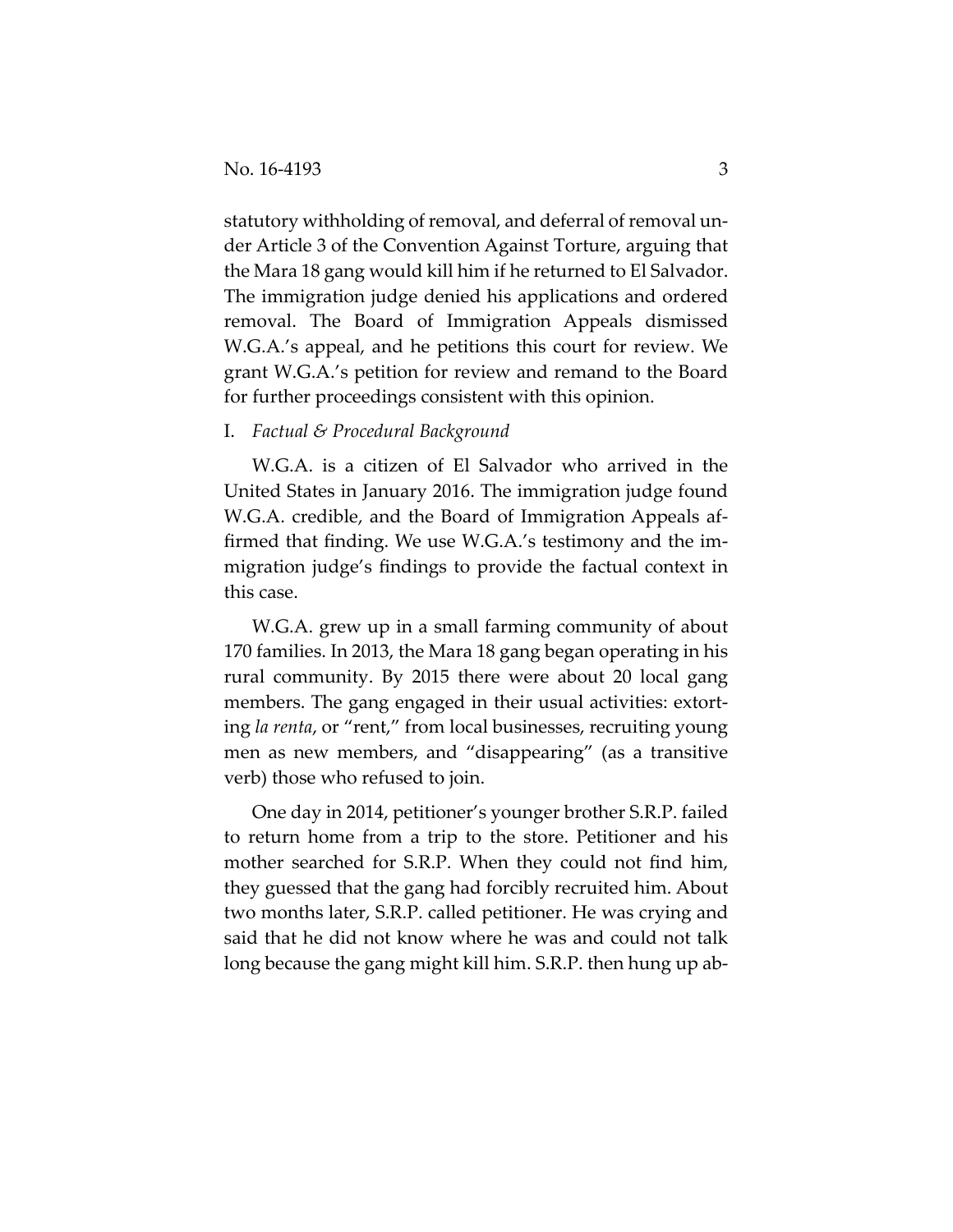statutory withholding of removal, and deferral of removal under Article 3 of the Convention Against Torture, arguing that the Mara 18 gang would kill him if he returned to El Salvador. The immigration judge denied his applications and ordered removal. The Board of Immigration Appeals dismissed W.G.A.'s appeal, and he petitions this court for review. We grant W.G.A.'s petition for review and remand to the Board for further proceedings consistent with this opinion.

## I. *Factual & Procedural Background*

W.G.A. is a citizen of El Salvador who arrived in the United States in January 2016. The immigration judge found W.G.A. credible, and the Board of Immigration Appeals affirmed that finding. We use W.G.A.'s testimony and the immigration judge's findings to provide the factual context in this case.

W.G.A. grew up in a small farming community of about 170 families. In 2013, the Mara 18 gang began operating in his rural community. By 2015 there were about 20 local gang members. The gang engaged in their usual activities: extorting *la renta*, or "rent," from local businesses, recruiting young men as new members, and "disappearing" (as a transitive verb) those who refused to join.

One day in 2014, petitioner's younger brother S.R.P. failed to return home from a trip to the store. Petitioner and his mother searched for S.R.P. When they could not find him, they guessed that the gang had forcibly recruited him. About two months later, S.R.P. called petitioner. He was crying and said that he did not know where he was and could not talk long because the gang might kill him. S.R.P. then hung up ab-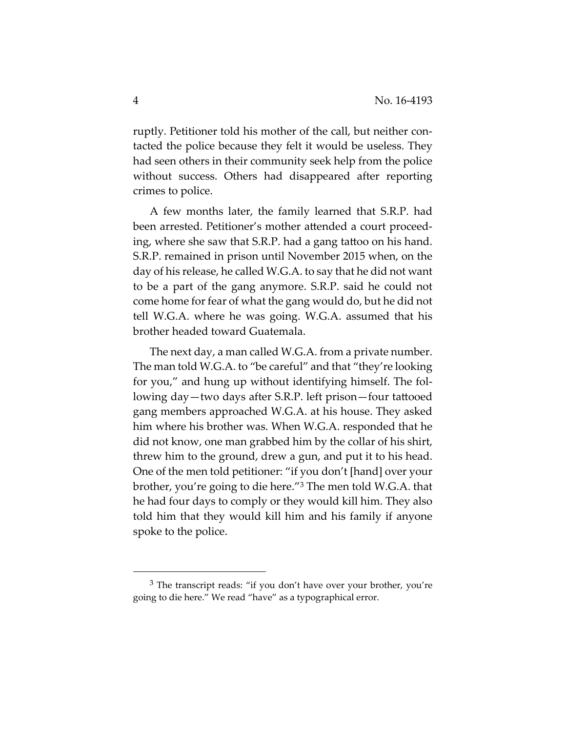ruptly. Petitioner told his mother of the call, but neither contacted the police because they felt it would be useless. They had seen others in their community seek help from the police without success. Others had disappeared after reporting crimes to police.

A few months later, the family learned that S.R.P. had been arrested. Petitioner's mother attended a court proceeding, where she saw that S.R.P. had a gang tattoo on his hand. S.R.P. remained in prison until November 2015 when, on the day of his release, he called W.G.A. to say that he did not want to be a part of the gang anymore. S.R.P. said he could not come home for fear of what the gang would do, but he did not tell W.G.A. where he was going. W.G.A. assumed that his brother headed toward Guatemala.

The next day, a man called W.G.A. from a private number. The man told W.G.A. to "be careful" and that "they're looking for you," and hung up without identifying himself. The following day—two days after S.R.P. left prison—four tattooed gang members approached W.G.A. at his house. They asked him where his brother was. When W.G.A. responded that he did not know, one man grabbed him by the collar of his shirt, threw him to the ground, drew a gun, and put it to his head. One of the men told petitioner: "if you don't [hand] over your brother, you're going to die here."[3] The men told W.G.A. that he had four days to comply or they would kill him. They also told him that they would kill him and his family if anyone spoke to the police.

[3] The transcript reads: "if you don't have over your brother, you're going to die here." We read "have" as a typographical error.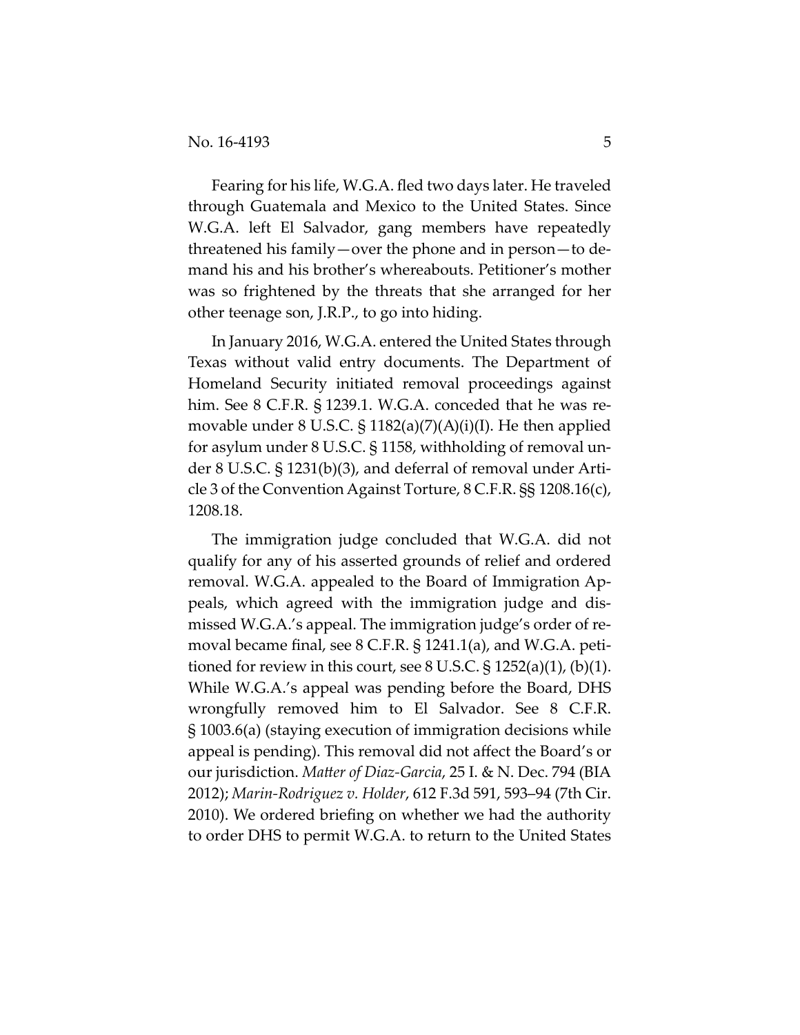Fearing for his life, W.G.A. fled two days later. He traveled through Guatemala and Mexico to the United States. Since W.G.A. left El Salvador, gang members have repeatedly threatened his family—over the phone and in person—to demand his and his brother's whereabouts. Petitioner's mother was so frightened by the threats that she arranged for her other teenage son, J.R.P., to go into hiding.

In January 2016, W.G.A. entered the United States through Texas without valid entry documents. The Department of Homeland Security initiated removal proceedings against him. See 8 C.F.R. § 1239.1. W.G.A. conceded that he was removable under 8 U.S.C. § 1182(a)(7)(A)(i)(I). He then applied for asylum under 8 U.S.C. § 1158, withholding of removal under 8 U.S.C. § 1231(b)(3), and deferral of removal under Article 3 of the Convention Against Torture, 8 C.F.R. §§ 1208.16(c), 1208.18.

The immigration judge concluded that W.G.A. did not qualify for any of his asserted grounds of relief and ordered removal. W.G.A. appealed to the Board of Immigration Appeals, which agreed with the immigration judge and dismissed W.G.A.'s appeal. The immigration judge's order of removal became final, see 8 C.F.R. § 1241.1(a), and W.G.A. petitioned for review in this court, see 8 U.S.C. § 1252(a)(1), (b)(1). While W.G.A.'s appeal was pending before the Board, DHS wrongfully removed him to El Salvador. See 8 C.F.R. § 1003.6(a) (staying execution of immigration decisions while appeal is pending). This removal did not affect the Board's or our jurisdiction. *Matter of Diaz-Garcia*, 25 I. & N. Dec. 794 (BIA 2012); *Marin-Rodriguez v. Holder*, 612 F.3d 591, 593–94 (7th Cir. 2010). We ordered briefing on whether we had the authority to order DHS to permit W.G.A. to return to the United States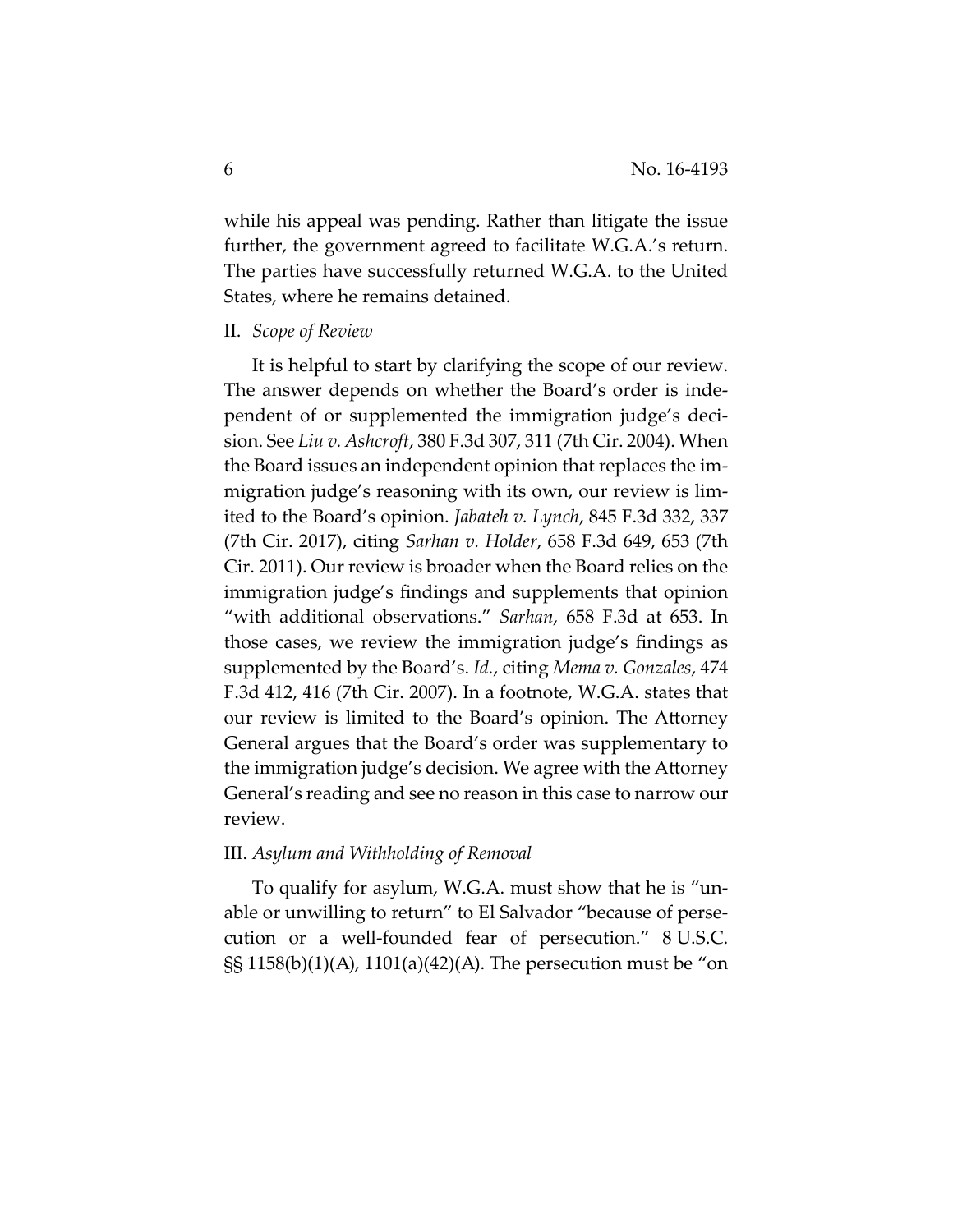while his appeal was pending. Rather than litigate the issue further, the government agreed to facilitate W.G.A.'s return. The parties have successfully returned W.G.A. to the United States, where he remains detained.

## II. *Scope of Review*

It is helpful to start by clarifying the scope of our review. The answer depends on whether the Board's order is independent of or supplemented the immigration judge's decision. See *Liu v. Ashcroft*, 380 F.3d 307, 311 (7th Cir. 2004). When the Board issues an independent opinion that replaces the immigration judge's reasoning with its own, our review is limited to the Board's opinion. *Jabateh v. Lynch*, 845 F.3d 332, 337 (7th Cir. 2017), citing *Sarhan v. Holder*, 658 F.3d 649, 653 (7th Cir. 2011). Our review is broader when the Board relies on the immigration judge's findings and supplements that opinion "with additional observations." *Sarhan*, 658 F.3d at 653. In those cases, we review the immigration judge's findings as supplemented by the Board's. *Id.*, citing *Mema v. Gonzales*, 474 F.3d 412, 416 (7th Cir. 2007). In a footnote, W.G.A. states that our review is limited to the Board's opinion. The Attorney General argues that the Board's order was supplementary to the immigration judge's decision. We agree with the Attorney General's reading and see no reason in this case to narrow our review.

## III. *Asylum and Withholding of Removal*

To qualify for asylum, W.G.A. must show that he is "unable or unwilling to return" to El Salvador "because of persecution or a well-founded fear of persecution." 8 U.S.C. §§ 1158(b)(1)(A), 1101(a)(42)(A). The persecution must be "on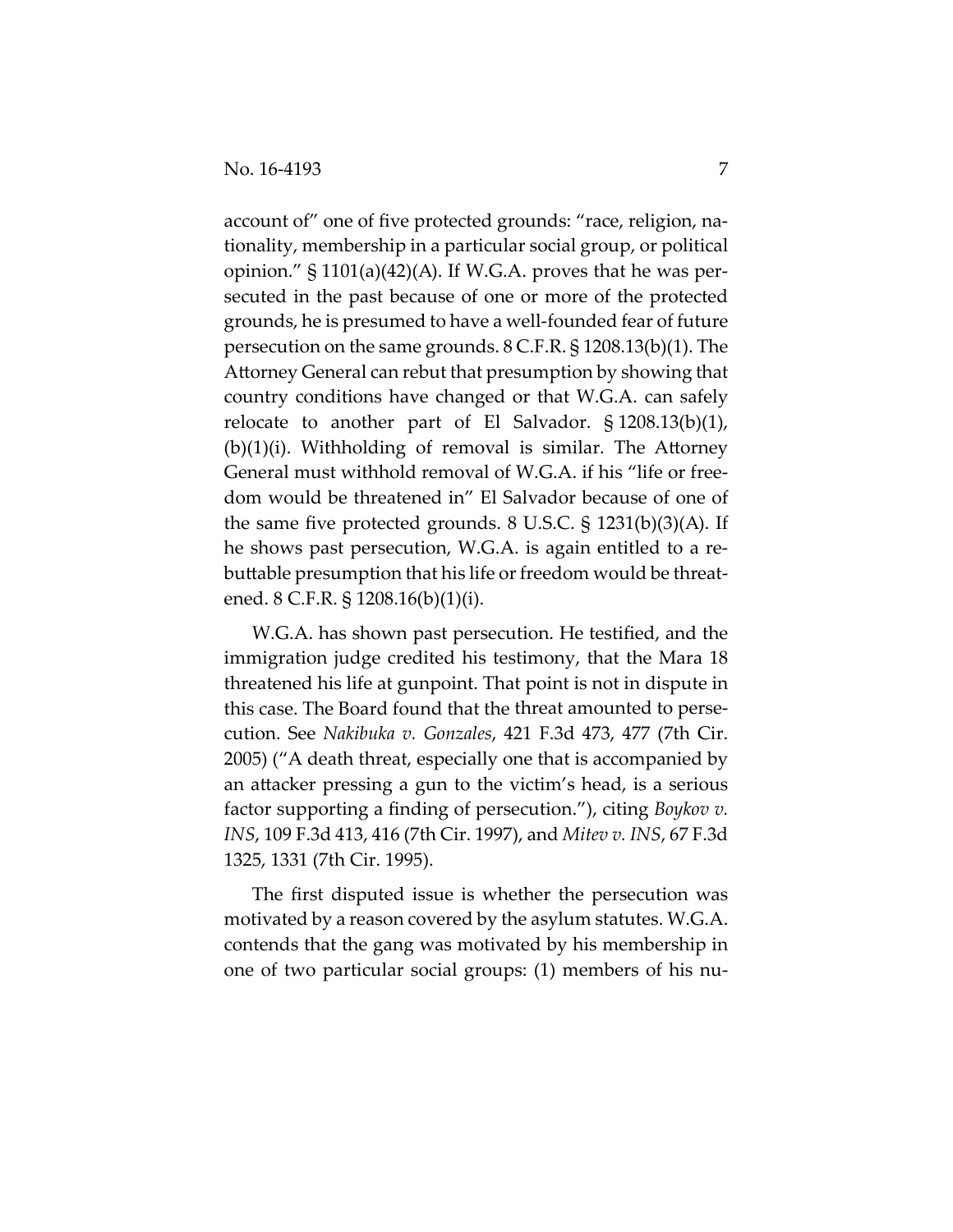account of" one of five protected grounds: "race, religion, nationality, membership in a particular social group, or political opinion." § 1101(a)(42)(A). If W.G.A. proves that he was persecuted in the past because of one or more of the protected grounds, he is presumed to have a well-founded fear of future persecution on the same grounds. 8 C.F.R. § 1208.13(b)(1). The Attorney General can rebut that presumption by showing that country conditions have changed or that W.G.A. can safely relocate to another part of El Salvador. § 1208.13(b)(1), (b)(1)(i). Withholding of removal is similar. The Attorney General must withhold removal of W.G.A. if his "life or freedom would be threatened in" El Salvador because of one of the same five protected grounds. 8 U.S.C. § 1231(b)(3)(A). If he shows past persecution, W.G.A. is again entitled to a rebuttable presumption that his life or freedom would be threatened. 8 C.F.R. § 1208.16(b)(1)(i).

W.G.A. has shown past persecution. He testified, and the immigration judge credited his testimony, that the Mara 18 threatened his life at gunpoint. That point is not in dispute in this case. The Board found that the threat amounted to persecution. See *Nakibuka v. Gonzales*, 421 F.3d 473, 477 (7th Cir. 2005) ("A death threat, especially one that is accompanied by an attacker pressing a gun to the victim's head, is a serious factor supporting a finding of persecution."), citing *Boykov v. INS*, 109 F.3d 413, 416 (7th Cir. 1997), and *Mitev v. INS*, 67 F.3d 1325, 1331 (7th Cir. 1995).

The first disputed issue is whether the persecution was motivated by a reason covered by the asylum statutes. W.G.A. contends that the gang was motivated by his membership in one of two particular social groups: (1) members of his nu-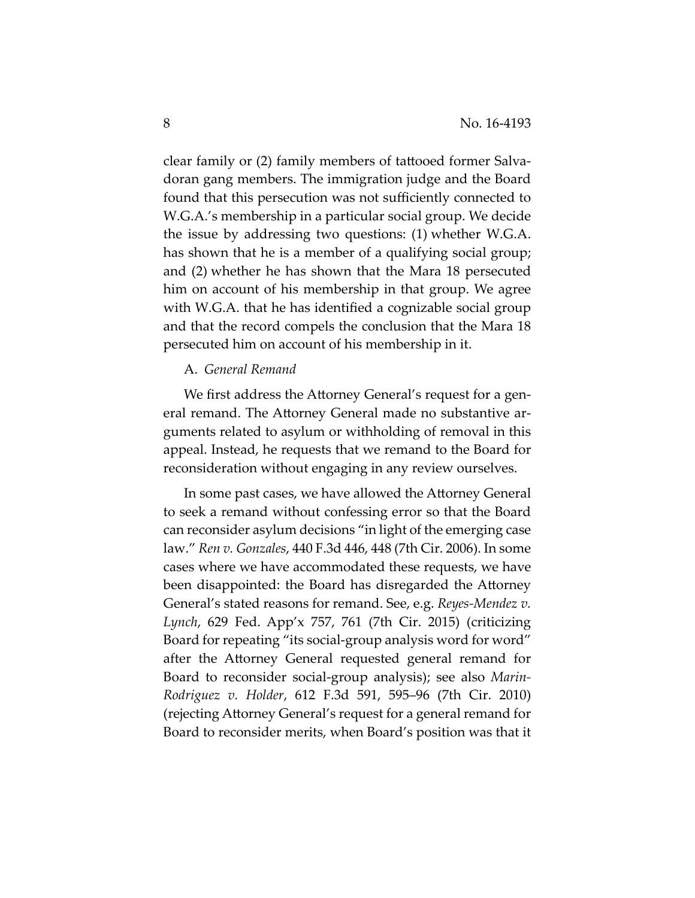clear family or (2) family members of tattooed former Salvadoran gang members. The immigration judge and the Board found that this persecution was not sufficiently connected to W.G.A.'s membership in a particular social group. We decide the issue by addressing two questions: (1) whether W.G.A. has shown that he is a member of a qualifying social group; and (2) whether he has shown that the Mara 18 persecuted him on account of his membership in that group. We agree with W.G.A. that he has identified a cognizable social group and that the record compels the conclusion that the Mara 18 persecuted him on account of his membership in it.

### A. *General Remand*

We first address the Attorney General's request for a general remand. The Attorney General made no substantive arguments related to asylum or withholding of removal in this appeal. Instead, he requests that we remand to the Board for reconsideration without engaging in any review ourselves.

In some past cases, we have allowed the Attorney General to seek a remand without confessing error so that the Board can reconsider asylum decisions "in light of the emerging case law." *Ren v. Gonzales*, 440 F.3d 446, 448 (7th Cir. 2006). In some cases where we have accommodated these requests, we have been disappointed: the Board has disregarded the Attorney General's stated reasons for remand. See, e.g. *Reyes-Mendez v. Lynch*, 629 Fed. App'x 757, 761 (7th Cir. 2015) (criticizing Board for repeating "its social-group analysis word for word" after the Attorney General requested general remand for Board to reconsider social-group analysis); see also *Marin-Rodriguez v. Holder*, 612 F.3d 591, 595–96 (7th Cir. 2010) (rejecting Attorney General's request for a general remand for Board to reconsider merits, when Board's position was that it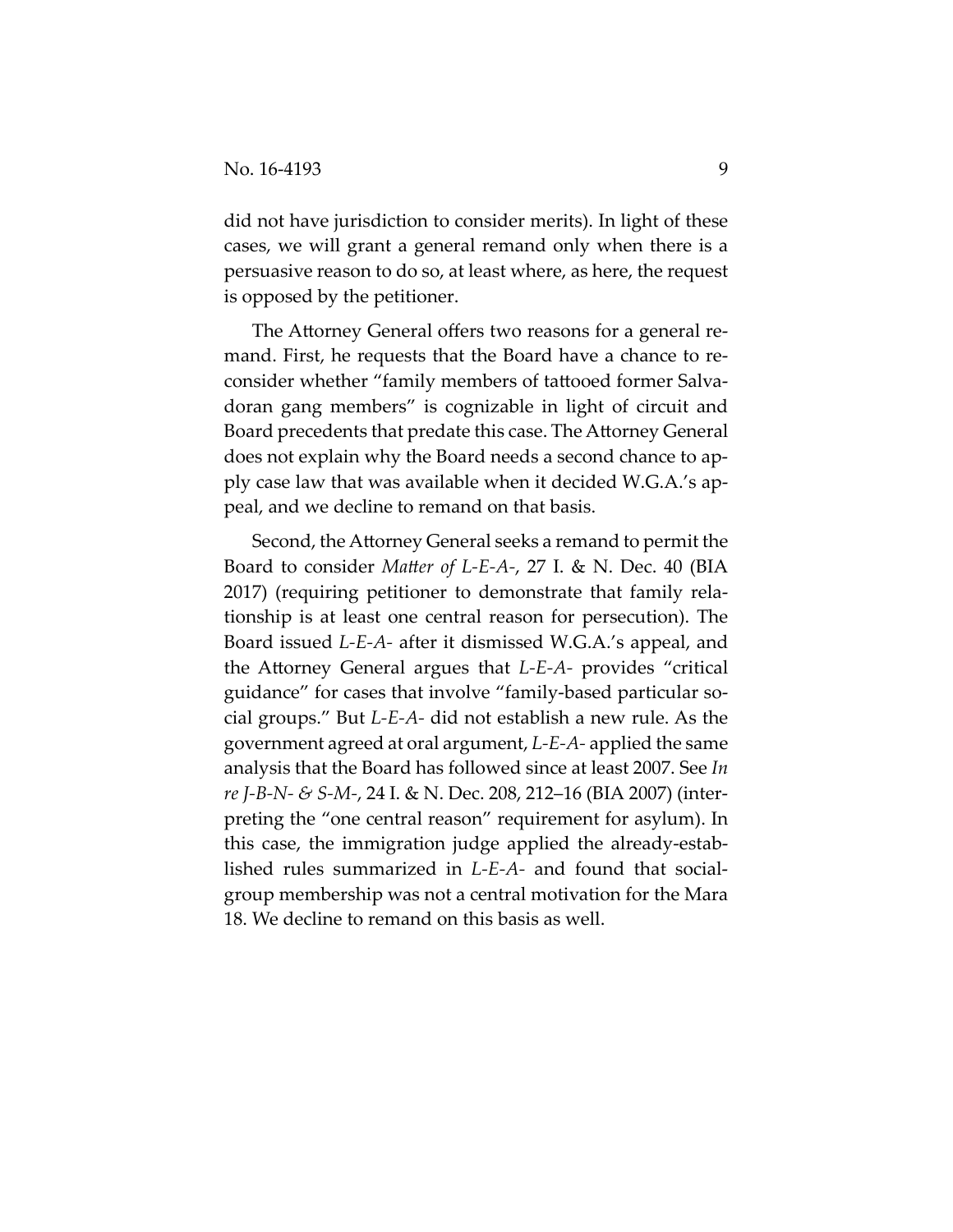did not have jurisdiction to consider merits). In light of these cases, we will grant a general remand only when there is a persuasive reason to do so, at least where, as here, the request is opposed by the petitioner.

The Attorney General offers two reasons for a general remand. First, he requests that the Board have a chance to reconsider whether "family members of tattooed former Salvadoran gang members" is cognizable in light of circuit and Board precedents that predate this case. The Attorney General does not explain why the Board needs a second chance to apply case law that was available when it decided W.G.A.'s appeal, and we decline to remand on that basis.

Second, the Attorney General seeks a remand to permit the Board to consider *Matter of L-E-A-*, 27 I. & N. Dec. 40 (BIA 2017) (requiring petitioner to demonstrate that family relationship is at least one central reason for persecution). The Board issued *L-E-A-* after it dismissed W.G.A.'s appeal, and the Attorney General argues that *L-E-A-* provides "critical guidance" for cases that involve "family-based particular social groups." But *L-E-A-* did not establish a new rule. As the government agreed at oral argument, *L-E-A-* applied the same analysis that the Board has followed since at least 2007. See *In re J-B-N- & S-M-*, 24 I. & N. Dec. 208, 212–16 (BIA 2007) (interpreting the "one central reason" requirement for asylum). In this case, the immigration judge applied the already-established rules summarized in *L-E-A-* and found that social-group membership was not a central motivation for the Mara 18. We decline to remand on this basis as well.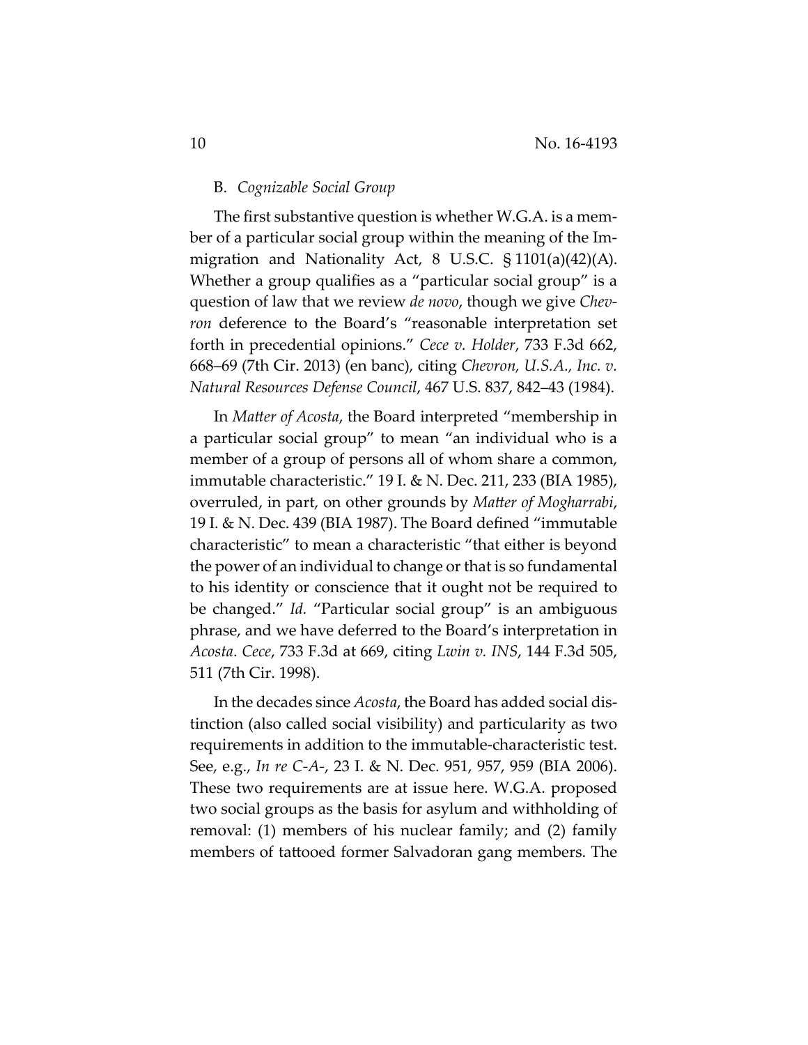### B. *Cognizable Social Group*

The first substantive question is whether W.G.A. is a member of a particular social group within the meaning of the Immigration and Nationality Act, 8 U.S.C. § 1101(a)(42)(A). Whether a group qualifies as a "particular social group" is a question of law that we review *de novo*, though we give *Chevron* deference to the Board's "reasonable interpretation set forth in precedential opinions." *Cece v. Holder*, 733 F.3d 662, 668–69 (7th Cir. 2013) (en banc), citing *Chevron, U.S.A., Inc. v. Natural Resources Defense Council*, 467 U.S. 837, 842–43 (1984).

In *Matter of Acosta*, the Board interpreted "membership in a particular social group" to mean "an individual who is a member of a group of persons all of whom share a common, immutable characteristic." 19 I. & N. Dec. 211, 233 (BIA 1985), overruled, in part, on other grounds by *Matter of Mogharrabi*, 19 I. & N. Dec. 439 (BIA 1987). The Board defined "immutable characteristic" to mean a characteristic "that either is beyond the power of an individual to change or that is so fundamental to his identity or conscience that it ought not be required to be changed." *Id.* "Particular social group" is an ambiguous phrase, and we have deferred to the Board's interpretation in *Acosta*. *Cece*, 733 F.3d at 669, citing *Lwin v. INS*, 144 F.3d 505, 511 (7th Cir. 1998).

In the decades since *Acosta*, the Board has added social distinction (also called social visibility) and particularity as two requirements in addition to the immutable-characteristic test. See, e.g., *In re C-A-*, 23 I. & N. Dec. 951, 957, 959 (BIA 2006). These two requirements are at issue here. W.G.A. proposed two social groups as the basis for asylum and withholding of removal: (1) members of his nuclear family; and (2) family members of tattooed former Salvadoran gang members. The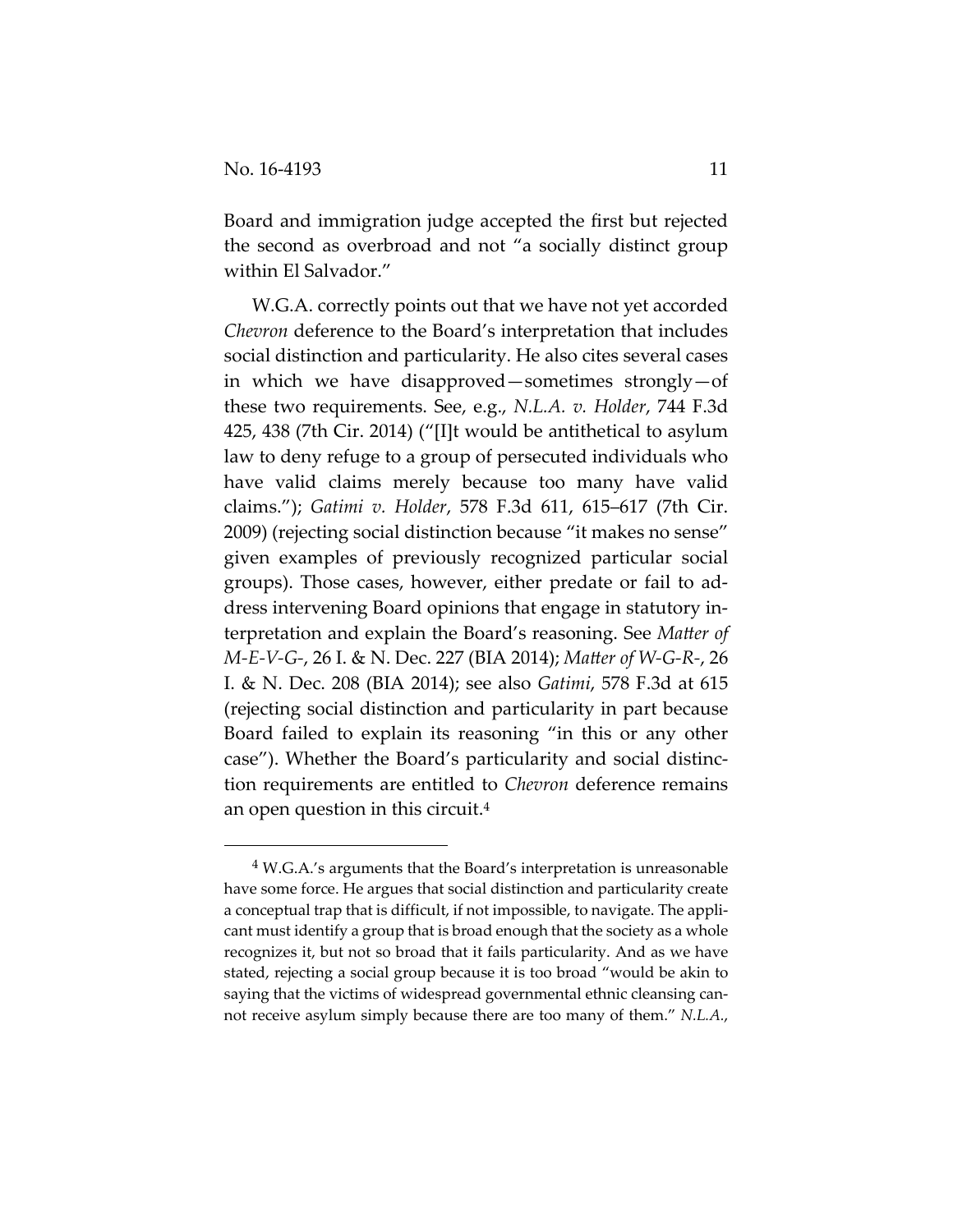Board and immigration judge accepted the first but rejected the second as overbroad and not "a socially distinct group within El Salvador."

W.G.A. correctly points out that we have not yet accorded *Chevron* deference to the Board's interpretation that includes social distinction and particularity. He also cites several cases in which we have disapproved—sometimes strongly—of these two requirements. See, e.g., *N.L.A. v. Holder*, 744 F.3d 425, 438 (7th Cir. 2014) ("[I]t would be antithetical to asylum law to deny refuge to a group of persecuted individuals who have valid claims merely because too many have valid claims."); *Gatimi v. Holder*, 578 F.3d 611, 615–617 (7th Cir. 2009) (rejecting social distinction because "it makes no sense" given examples of previously recognized particular social groups). Those cases, however, either predate or fail to address intervening Board opinions that engage in statutory interpretation and explain the Board's reasoning. See *Matter of M-E-V-G-*, 26 I. & N. Dec. 227 (BIA 2014); *Matter of W-G-R-*, 26 I. & N. Dec. 208 (BIA 2014); see also *Gatimi*, 578 F.3d at 615 (rejecting social distinction and particularity in part because Board failed to explain its reasoning "in this or any other case"). Whether the Board's particularity and social distinction requirements are entitled to *Chevron* deference remains an open question in this circuit.[4]

[4] W.G.A.'s arguments that the Board's interpretation is unreasonable have some force. He argues that social distinction and particularity create a conceptual trap that is difficult, if not impossible, to navigate. The applicant must identify a group that is broad enough that the society as a whole recognizes it, but not so broad that it fails particularity. And as we have stated, rejecting a social group because it is too broad "would be akin to saying that the victims of widespread governmental ethnic cleansing cannot receive asylum simply because there are too many of them." *N.L.A.*,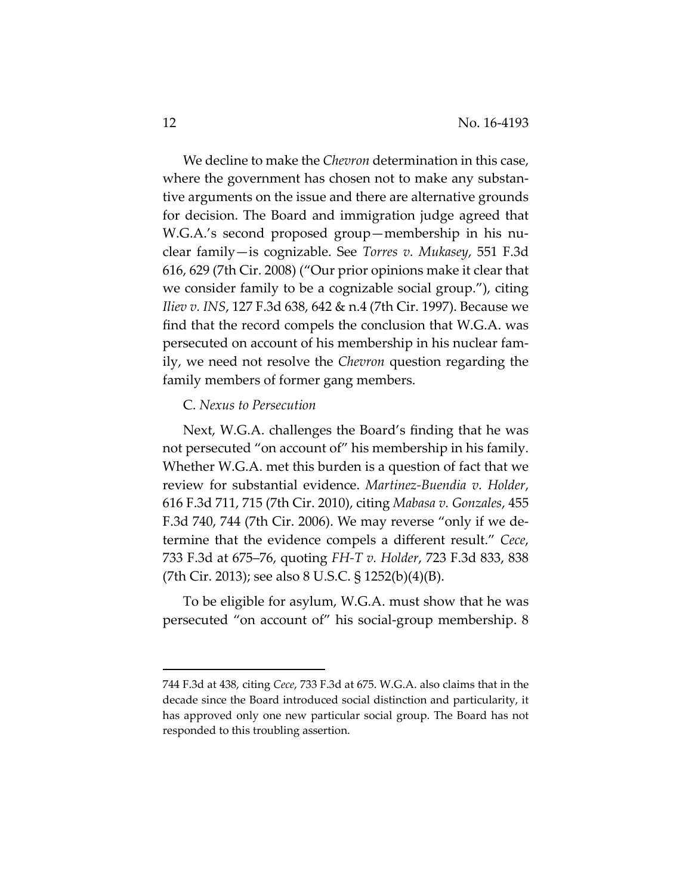We decline to make the *Chevron* determination in this case, where the government has chosen not to make any substantive arguments on the issue and there are alternative grounds for decision. The Board and immigration judge agreed that W.G.A.'s second proposed group—membership in his nuclear family—is cognizable. See *Torres v. Mukasey*, 551 F.3d 616, 629 (7th Cir. 2008) ("Our prior opinions make it clear that we consider family to be a cognizable social group."), citing *Iliev v. INS*, 127 F.3d 638, 642 & n.4 (7th Cir. 1997). Because we find that the record compels the conclusion that W.G.A. was persecuted on account of his membership in his nuclear family, we need not resolve the *Chevron* question regarding the family members of former gang members.

C. *Nexus to Persecution*

Next, W.G.A. challenges the Board's finding that he was not persecuted "on account of" his membership in his family. Whether W.G.A. met this burden is a question of fact that we review for substantial evidence. *Martinez-Buendia v. Holder*, 616 F.3d 711, 715 (7th Cir. 2010), citing *Mabasa v. Gonzales*, 455 F.3d 740, 744 (7th Cir. 2006). We may reverse "only if we determine that the evidence compels a different result." *Cece*, 733 F.3d at 675–76, quoting *FH-T v. Holder*, 723 F.3d 833, 838 (7th Cir. 2013); see also 8 U.S.C. § 1252(b)(4)(B).

To be eligible for asylum, W.G.A. must show that he was persecuted "on account of" his social-group membership. 8

---

744 F.3d at 438, citing *Cece*, 733 F.3d at 675. W.G.A. also claims that in the decade since the Board introduced social distinction and particularity, it has approved only one new particular social group. The Board has not responded to this troubling assertion.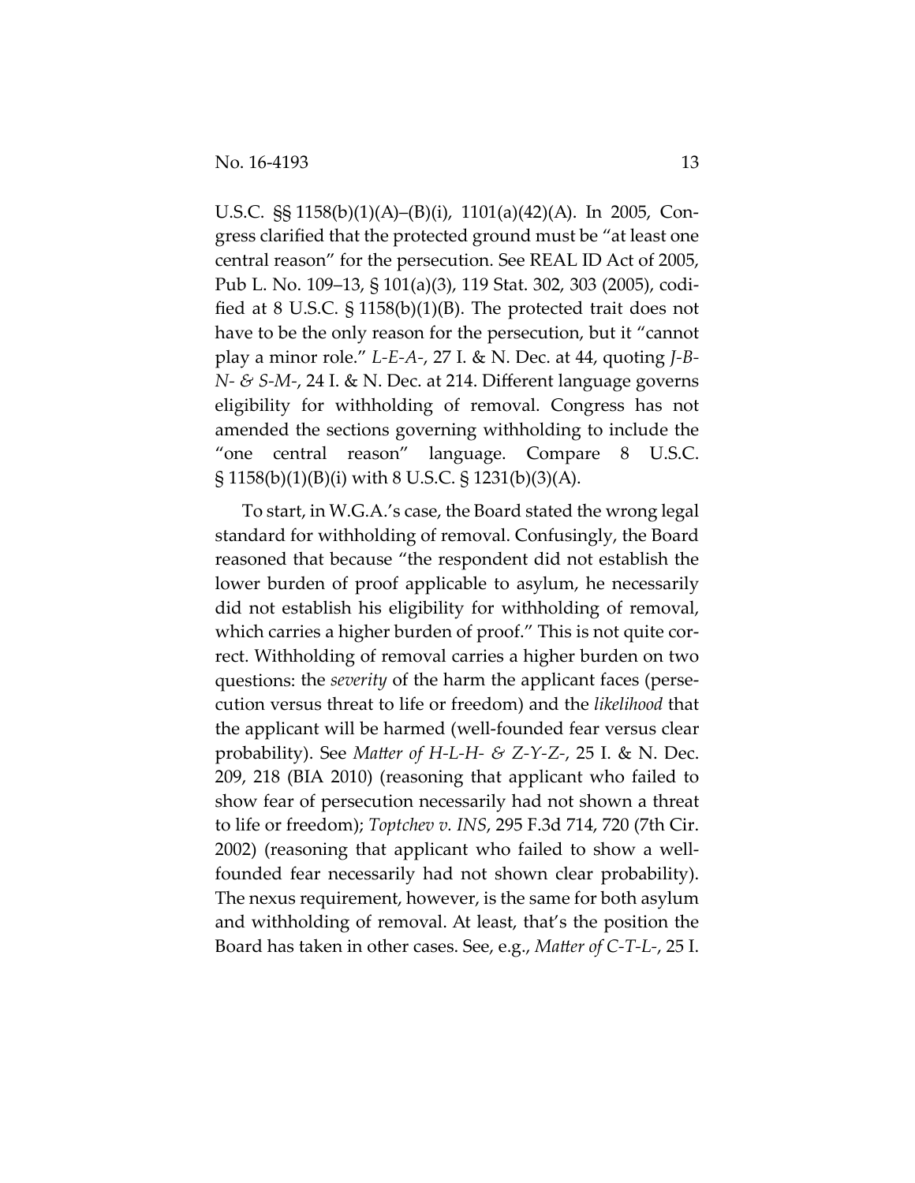U.S.C. §§ 1158(b)(1)(A)–(B)(i), 1101(a)(42)(A). In 2005, Congress clarified that the protected ground must be "at least one central reason" for the persecution. See REAL ID Act of 2005, Pub L. No. 109–13, § 101(a)(3), 119 Stat. 302, 303 (2005), codified at 8 U.S.C. § 1158(b)(1)(B). The protected trait does not have to be the only reason for the persecution, but it "cannot play a minor role." *L-E-A-*, 27 I. & N. Dec. at 44, quoting *J-B-N- & S-M-*, 24 I. & N. Dec. at 214. Different language governs eligibility for withholding of removal. Congress has not amended the sections governing withholding to include the "one central reason" language. Compare 8 U.S.C. § 1158(b)(1)(B)(i) with 8 U.S.C. § 1231(b)(3)(A).

To start, in W.G.A.'s case, the Board stated the wrong legal standard for withholding of removal. Confusingly, the Board reasoned that because "the respondent did not establish the lower burden of proof applicable to asylum, he necessarily did not establish his eligibility for withholding of removal, which carries a higher burden of proof." This is not quite correct. Withholding of removal carries a higher burden on two questions: the *severity* of the harm the applicant faces (persecution versus threat to life or freedom) and the *likelihood* that the applicant will be harmed (well-founded fear versus clear probability). See *Matter of H-L-H- & Z-Y-Z-*, 25 I. & N. Dec. 209, 218 (BIA 2010) (reasoning that applicant who failed to show fear of persecution necessarily had not shown a threat to life or freedom); *Toptchev v. INS*, 295 F.3d 714, 720 (7th Cir. 2002) (reasoning that applicant who failed to show a well-founded fear necessarily had not shown clear probability). The nexus requirement, however, is the same for both asylum and withholding of removal. At least, that's the position the Board has taken in other cases. See, e.g., *Matter of C-T-L-*, 25 I.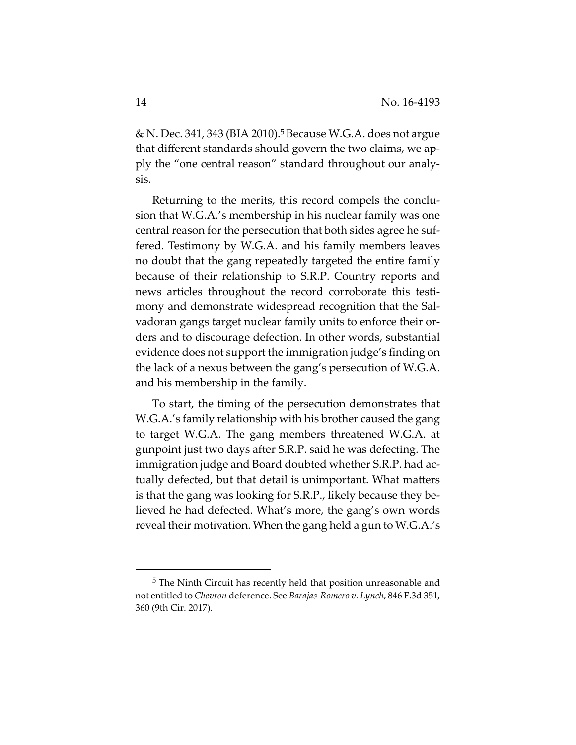& N. Dec. 341, 343 (BIA 2010).[5] Because W.G.A. does not argue that different standards should govern the two claims, we apply the "one central reason" standard throughout our analysis.

Returning to the merits, this record compels the conclusion that W.G.A.'s membership in his nuclear family was one central reason for the persecution that both sides agree he suffered. Testimony by W.G.A. and his family members leaves no doubt that the gang repeatedly targeted the entire family because of their relationship to S.R.P. Country reports and news articles throughout the record corroborate this testimony and demonstrate widespread recognition that the Salvadoran gangs target nuclear family units to enforce their orders and to discourage defection. In other words, substantial evidence does not support the immigration judge's finding on the lack of a nexus between the gang's persecution of W.G.A. and his membership in the family.

To start, the timing of the persecution demonstrates that W.G.A.'s family relationship with his brother caused the gang to target W.G.A. The gang members threatened W.G.A. at gunpoint just two days after S.R.P. said he was defecting. The immigration judge and Board doubted whether S.R.P. had actually defected, but that detail is unimportant. What matters is that the gang was looking for S.R.P., likely because they believed he had defected. What's more, the gang's own words reveal their motivation. When the gang held a gun to W.G.A.'s

[5] The Ninth Circuit has recently held that position unreasonable and not entitled to *Chevron* deference. See *Barajas-Romero v. Lynch*, 846 F.3d 351, 360 (9th Cir. 2017).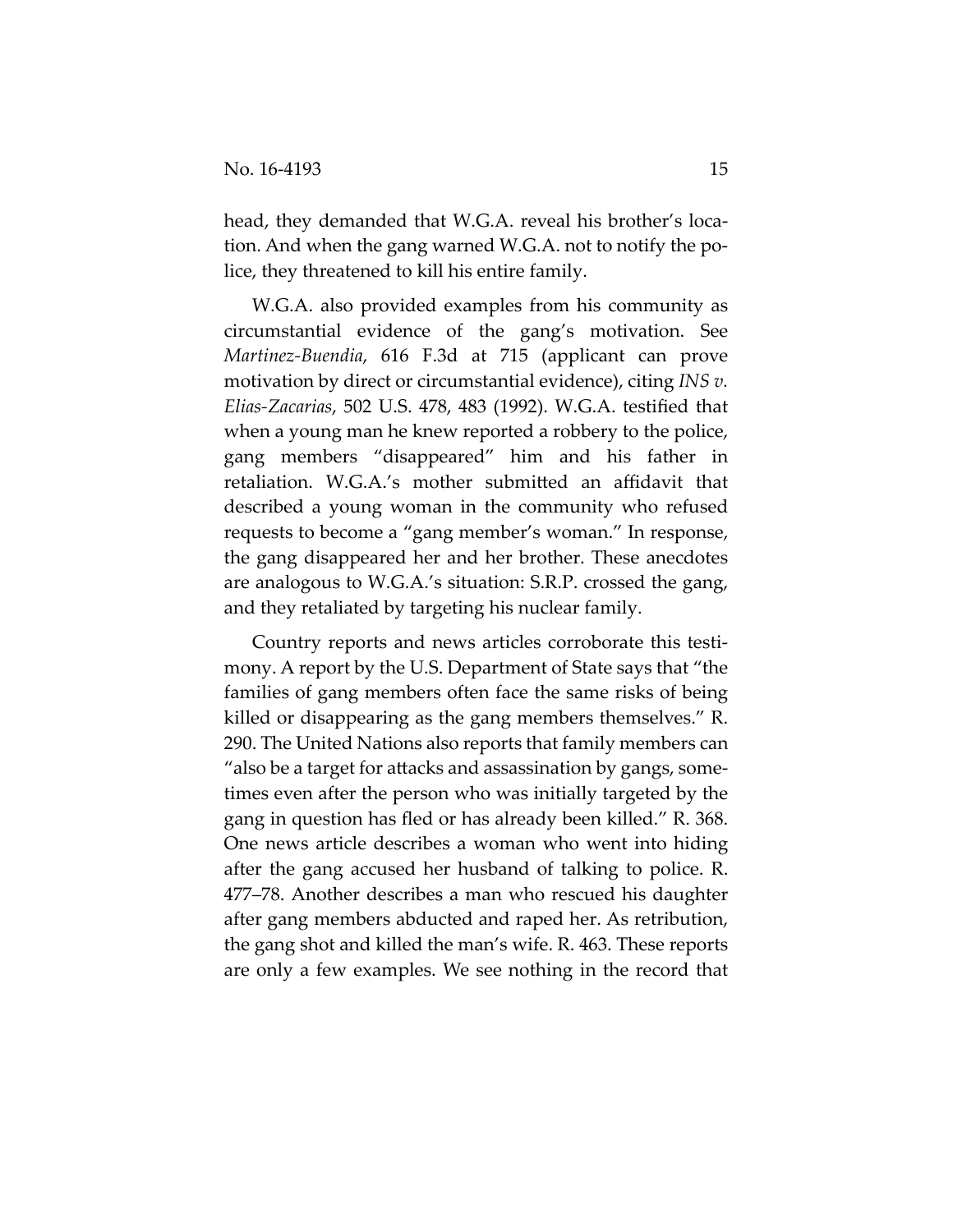head, they demanded that W.G.A. reveal his brother's location. And when the gang warned W.G.A. not to notify the police, they threatened to kill his entire family.

W.G.A. also provided examples from his community as circumstantial evidence of the gang's motivation. See *Martinez-Buendia*, 616 F.3d at 715 (applicant can prove motivation by direct or circumstantial evidence), citing *INS v. Elias-Zacarias*, 502 U.S. 478, 483 (1992). W.G.A. testified that when a young man he knew reported a robbery to the police, gang members "disappeared" him and his father in retaliation. W.G.A.'s mother submitted an affidavit that described a young woman in the community who refused requests to become a "gang member's woman." In response, the gang disappeared her and her brother. These anecdotes are analogous to W.G.A.'s situation: S.R.P. crossed the gang, and they retaliated by targeting his nuclear family.

Country reports and news articles corroborate this testimony. A report by the U.S. Department of State says that "the families of gang members often face the same risks of being killed or disappearing as the gang members themselves." R. 290. The United Nations also reports that family members can "also be a target for attacks and assassination by gangs, sometimes even after the person who was initially targeted by the gang in question has fled or has already been killed." R. 368. One news article describes a woman who went into hiding after the gang accused her husband of talking to police. R. 477–78. Another describes a man who rescued his daughter after gang members abducted and raped her. As retribution, the gang shot and killed the man's wife. R. 463. These reports are only a few examples. We see nothing in the record that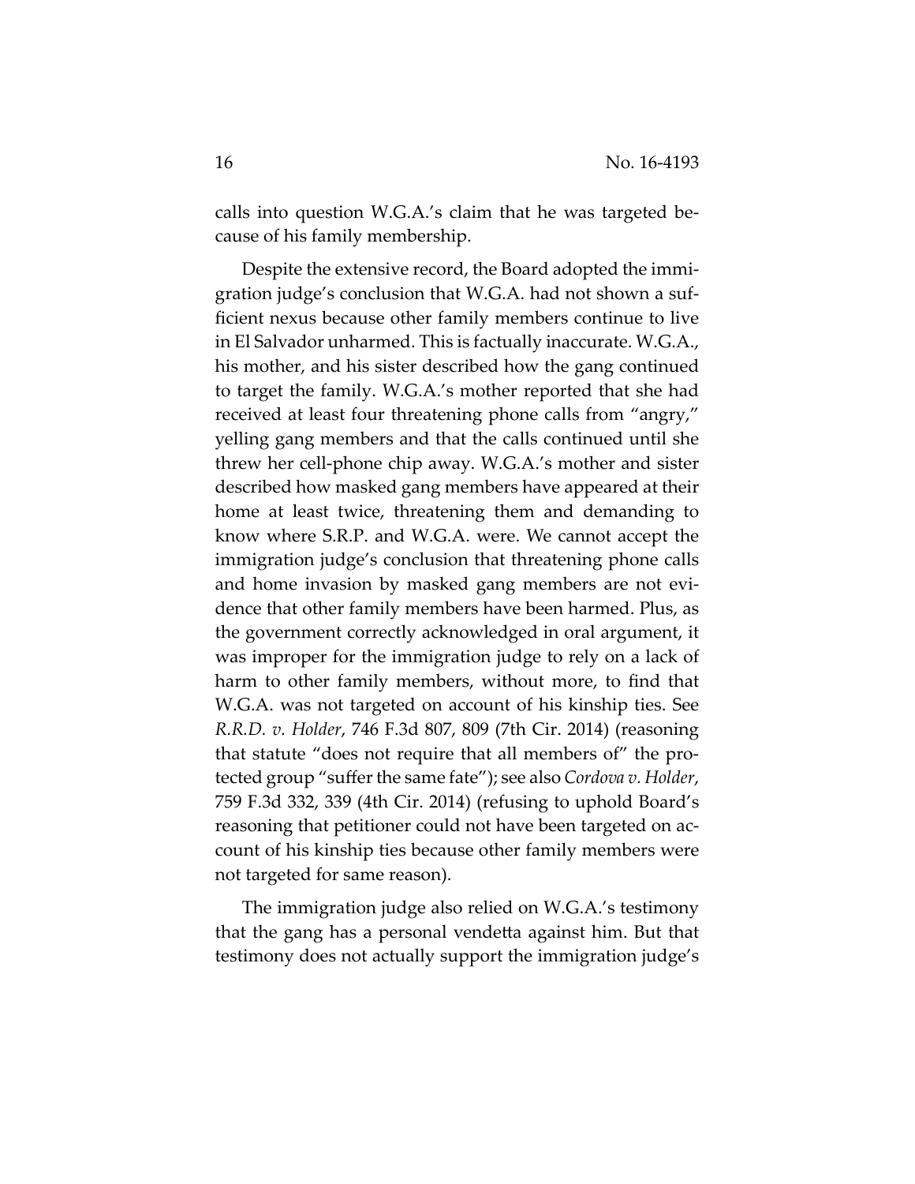calls into question W.G.A.'s claim that he was targeted because of his family membership.

Despite the extensive record, the Board adopted the immigration judge's conclusion that W.G.A. had not shown a sufficient nexus because other family members continue to live in El Salvador unharmed. This is factually inaccurate. W.G.A., his mother, and his sister described how the gang continued to target the family. W.G.A.'s mother reported that she had received at least four threatening phone calls from "angry," yelling gang members and that the calls continued until she threw her cell-phone chip away. W.G.A.'s mother and sister described how masked gang members have appeared at their home at least twice, threatening them and demanding to know where S.R.P. and W.G.A. were. We cannot accept the immigration judge's conclusion that threatening phone calls and home invasion by masked gang members are not evidence that other family members have been harmed. Plus, as the government correctly acknowledged in oral argument, it was improper for the immigration judge to rely on a lack of harm to other family members, without more, to find that W.G.A. was not targeted on account of his kinship ties. See *R.R.D. v. Holder*, 746 F.3d 807, 809 (7th Cir. 2014) (reasoning that statute "does not require that all members of" the protected group "suffer the same fate"); see also *Cordova v. Holder*, 759 F.3d 332, 339 (4th Cir. 2014) (refusing to uphold Board's reasoning that petitioner could not have been targeted on account of his kinship ties because other family members were not targeted for same reason).

The immigration judge also relied on W.G.A.'s testimony that the gang has a personal vendetta against him. But that testimony does not actually support the immigration judge's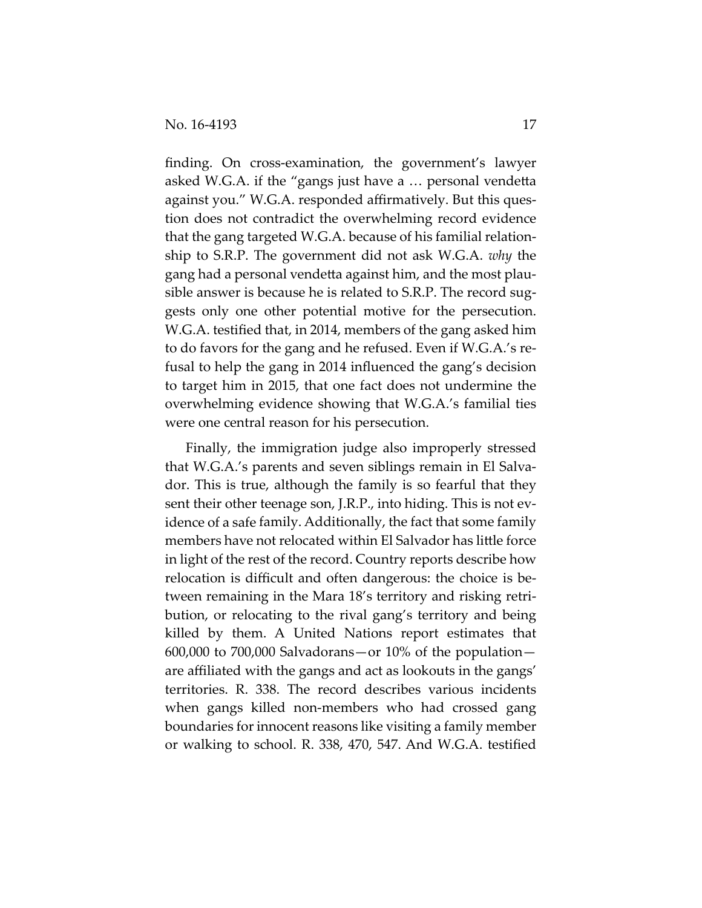finding. On cross-examination, the government's lawyer asked W.G.A. if the "gangs just have a … personal vendetta against you." W.G.A. responded affirmatively. But this question does not contradict the overwhelming record evidence that the gang targeted W.G.A. because of his familial relationship to S.R.P. The government did not ask W.G.A. *why* the gang had a personal vendetta against him, and the most plausible answer is because he is related to S.R.P. The record suggests only one other potential motive for the persecution. W.G.A. testified that, in 2014, members of the gang asked him to do favors for the gang and he refused. Even if W.G.A.'s refusal to help the gang in 2014 influenced the gang's decision to target him in 2015, that one fact does not undermine the overwhelming evidence showing that W.G.A.'s familial ties were one central reason for his persecution.

Finally, the immigration judge also improperly stressed that W.G.A.'s parents and seven siblings remain in El Salvador. This is true, although the family is so fearful that they sent their other teenage son, J.R.P., into hiding. This is not evidence of a safe family. Additionally, the fact that some family members have not relocated within El Salvador has little force in light of the rest of the record. Country reports describe how relocation is difficult and often dangerous: the choice is between remaining in the Mara 18's territory and risking retribution, or relocating to the rival gang's territory and being killed by them. A United Nations report estimates that 600,000 to 700,000 Salvadorans—or 10% of the population—are affiliated with the gangs and act as lookouts in the gangs' territories. R. 338. The record describes various incidents when gangs killed non-members who had crossed gang boundaries for innocent reasons like visiting a family member or walking to school. R. 338, 470, 547. And W.G.A. testified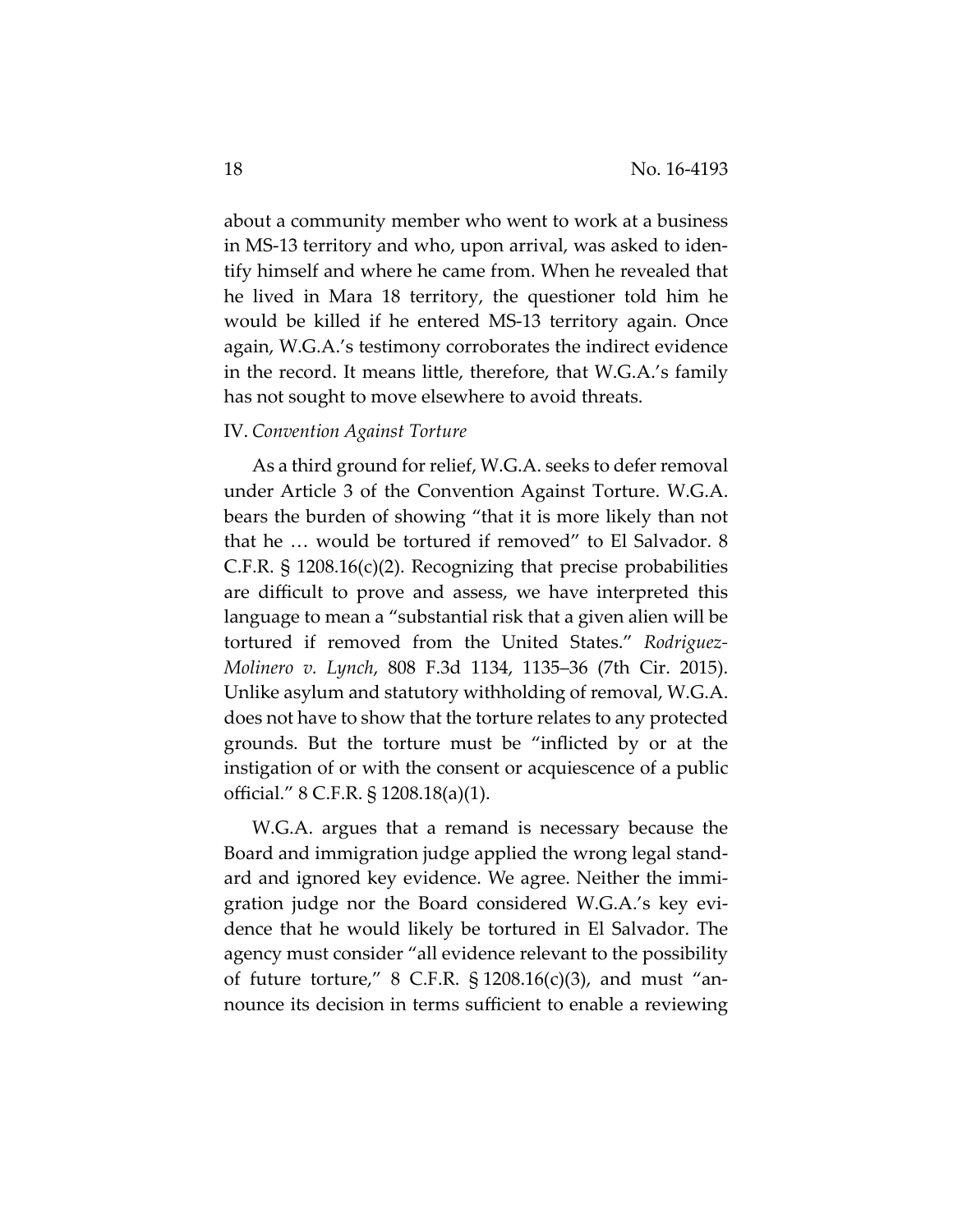about a community member who went to work at a business in MS-13 territory and who, upon arrival, was asked to identify himself and where he came from. When he revealed that he lived in Mara 18 territory, the questioner told him he would be killed if he entered MS-13 territory again. Once again, W.G.A.'s testimony corroborates the indirect evidence in the record. It means little, therefore, that W.G.A.'s family has not sought to move elsewhere to avoid threats.

IV. *Convention Against Torture*

As a third ground for relief, W.G.A. seeks to defer removal under Article 3 of the Convention Against Torture. W.G.A. bears the burden of showing "that it is more likely than not that he … would be tortured if removed" to El Salvador. 8 C.F.R. § 1208.16(c)(2). Recognizing that precise probabilities are difficult to prove and assess, we have interpreted this language to mean a "substantial risk that a given alien will be tortured if removed from the United States." *Rodriguez-Molinero v. Lynch*, 808 F.3d 1134, 1135–36 (7th Cir. 2015). Unlike asylum and statutory withholding of removal, W.G.A. does not have to show that the torture relates to any protected grounds. But the torture must be "inflicted by or at the instigation of or with the consent or acquiescence of a public official." 8 C.F.R. § 1208.18(a)(1).

W.G.A. argues that a remand is necessary because the Board and immigration judge applied the wrong legal standard and ignored key evidence. We agree. Neither the immigration judge nor the Board considered W.G.A.'s key evidence that he would likely be tortured in El Salvador. The agency must consider "all evidence relevant to the possibility of future torture," 8 C.F.R. § 1208.16(c)(3), and must "announce its decision in terms sufficient to enable a reviewing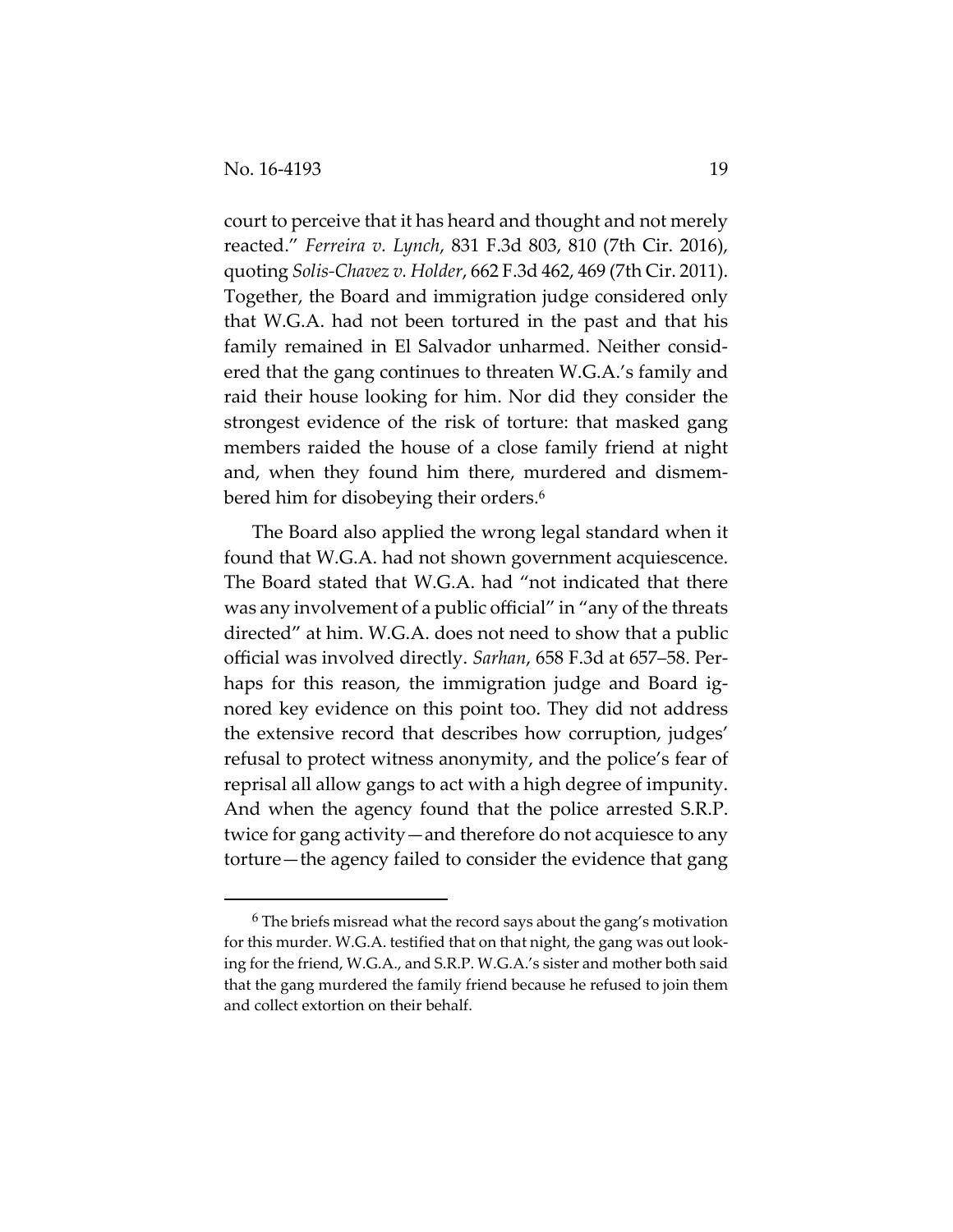court to perceive that it has heard and thought and not merely reacted." *Ferreira v. Lynch*, 831 F.3d 803, 810 (7th Cir. 2016), quoting *Solis-Chavez v. Holder*, 662 F.3d 462, 469 (7th Cir. 2011). Together, the Board and immigration judge considered only that W.G.A. had not been tortured in the past and that his family remained in El Salvador unharmed. Neither considered that the gang continues to threaten W.G.A.'s family and raid their house looking for him. Nor did they consider the strongest evidence of the risk of torture: that masked gang members raided the house of a close family friend at night and, when they found him there, murdered and dismembered him for disobeying their orders.[6]

The Board also applied the wrong legal standard when it found that W.G.A. had not shown government acquiescence. The Board stated that W.G.A. had "not indicated that there was any involvement of a public official" in "any of the threats directed" at him. W.G.A. does not need to show that a public official was involved directly. *Sarhan*, 658 F.3d at 657–58. Perhaps for this reason, the immigration judge and Board ignored key evidence on this point too. They did not address the extensive record that describes how corruption, judges' refusal to protect witness anonymity, and the police's fear of reprisal all allow gangs to act with a high degree of impunity. And when the agency found that the police arrested S.R.P. twice for gang activity—and therefore do not acquiesce to any torture—the agency failed to consider the evidence that gang

[6] The briefs misread what the record says about the gang's motivation for this murder. W.G.A. testified that on that night, the gang was out looking for the friend, W.G.A., and S.R.P. W.G.A.'s sister and mother both said that the gang murdered the family friend because he refused to join them and collect extortion on their behalf.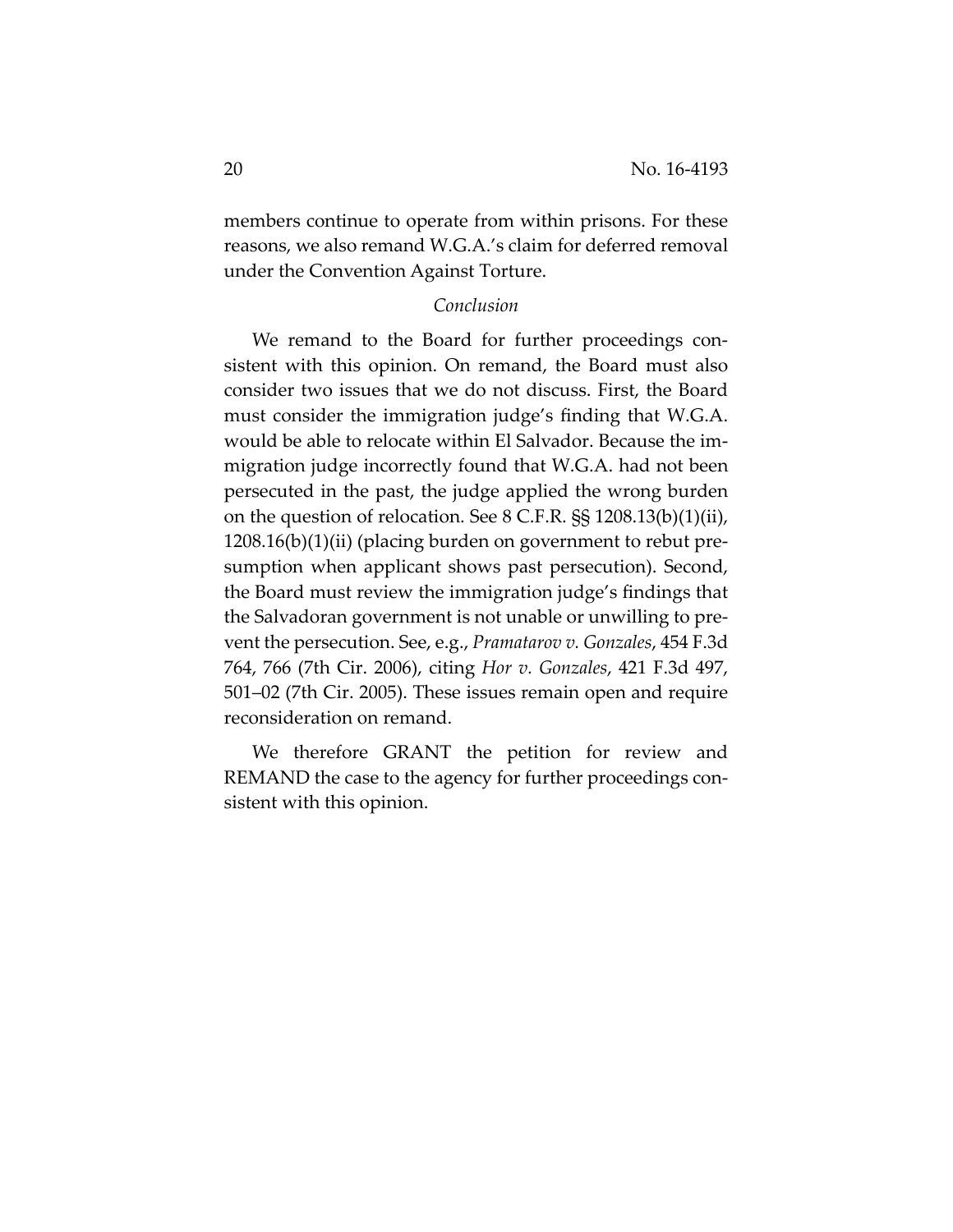members continue to operate from within prisons. For these reasons, we also remand W.G.A.'s claim for deferred removal under the Convention Against Torture.

*Conclusion*

We remand to the Board for further proceedings consistent with this opinion. On remand, the Board must also consider two issues that we do not discuss. First, the Board must consider the immigration judge's finding that W.G.A. would be able to relocate within El Salvador. Because the immigration judge incorrectly found that W.G.A. had not been persecuted in the past, the judge applied the wrong burden on the question of relocation. See 8 C.F.R. §§ 1208.13(b)(1)(ii), 1208.16(b)(1)(ii) (placing burden on government to rebut presumption when applicant shows past persecution). Second, the Board must review the immigration judge's findings that the Salvadoran government is not unable or unwilling to prevent the persecution. See, e.g., *Pramatarov v. Gonzales*, 454 F.3d 764, 766 (7th Cir. 2006), citing *Hor v. Gonzales*, 421 F.3d 497, 501–02 (7th Cir. 2005). These issues remain open and require reconsideration on remand.

We therefore GRANT the petition for review and REMAND the case to the agency for further proceedings consistent with this opinion.